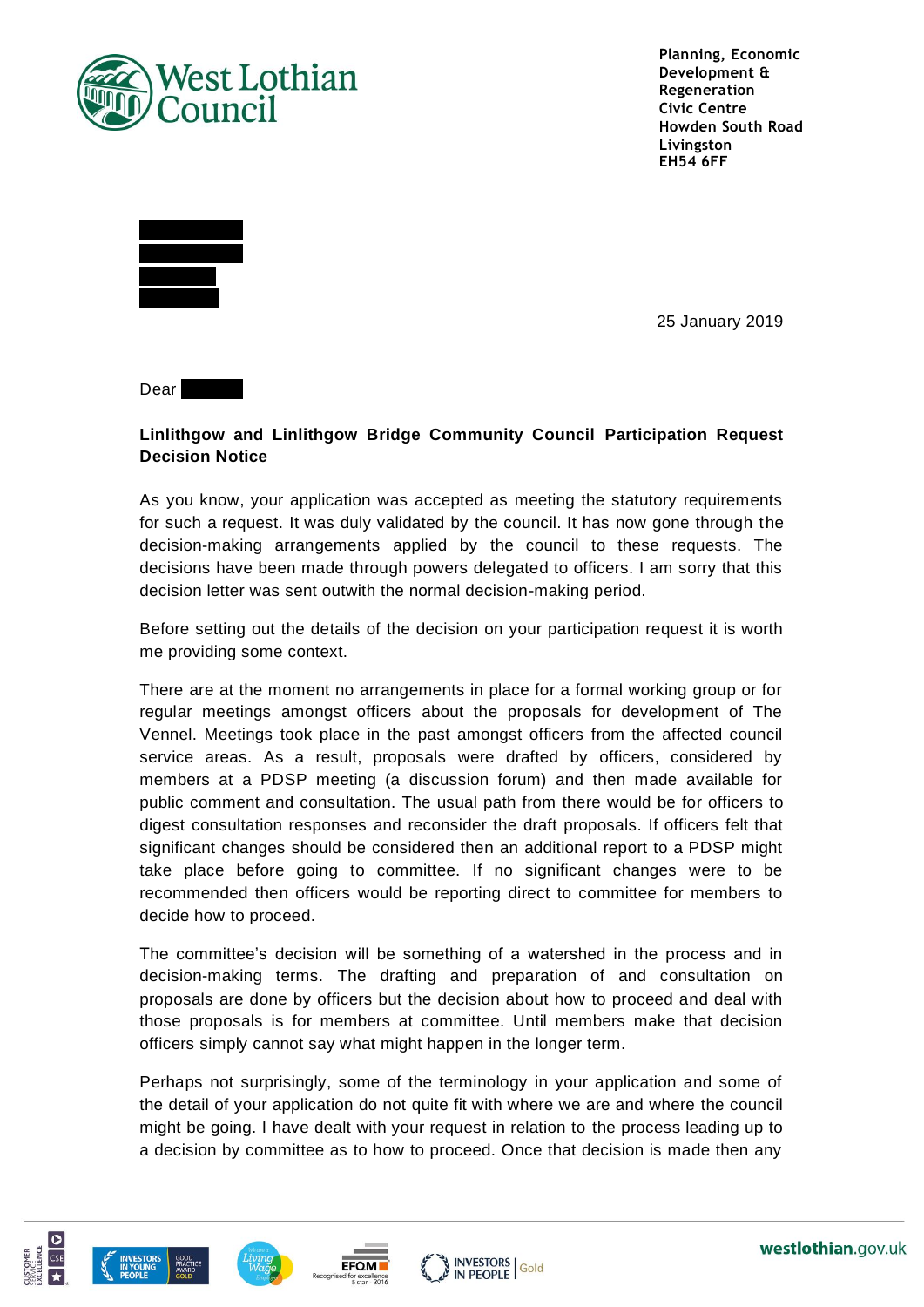West Lothian Council

Planning, Economic Development & Regeneration
Civic Centre
Howden South Road
Livingston
EH54 6FF

25 January 2019

Dear

**Linlithgow and Linlithgow Bridge Community Council Participation Request Decision Notice**

As you know, your application was accepted as meeting the statutory requirements for such a request. It was duly validated by the council. It has now gone through the decision-making arrangements applied by the council to these requests. The decisions have been made through powers delegated to officers. I am sorry that this decision letter was sent outwith the normal decision-making period.

Before setting out the details of the decision on your participation request it is worth me providing some context.

There are at the moment no arrangements in place for a formal working group or for regular meetings amongst officers about the proposals for development of The Vennel. Meetings took place in the past amongst officers from the affected council service areas. As a result, proposals were drafted by officers, considered by members at a PDSP meeting (a discussion forum) and then made available for public comment and consultation. The usual path from there would be for officers to digest consultation responses and reconsider the draft proposals. If officers felt that significant changes should be considered then an additional report to a PDSP might take place before going to committee. If no significant changes were to be recommended then officers would be reporting direct to committee for members to decide how to proceed.

The committee's decision will be something of a watershed in the process and in decision-making terms. The drafting and preparation of and consultation on proposals are done by officers but the decision about how to proceed and deal with those proposals is for members at committee. Until members make that decision officers simply cannot say what might happen in the longer term.

Perhaps not surprisingly, some of the terminology in your application and some of the detail of your application do not quite fit with where we are and where the council might be going. I have dealt with your request in relation to the process leading up to a decision by committee as to how to proceed. Once that decision is made then any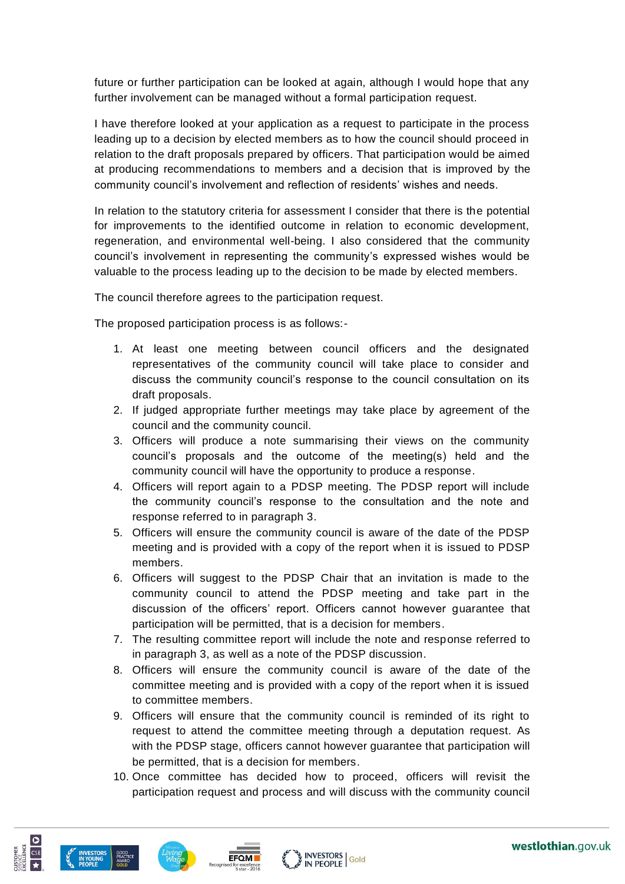future or further participation can be looked at again, although I would hope that any further involvement can be managed without a formal participation request.

I have therefore looked at your application as a request to participate in the process leading up to a decision by elected members as to how the council should proceed in relation to the draft proposals prepared by officers. That participation would be aimed at producing recommendations to members and a decision that is improved by the community council's involvement and reflection of residents' wishes and needs.

In relation to the statutory criteria for assessment I consider that there is the potential for improvements to the identified outcome in relation to economic development, regeneration, and environmental well-being. I also considered that the community council's involvement in representing the community's expressed wishes would be valuable to the process leading up to the decision to be made by elected members.

The council therefore agrees to the participation request.

The proposed participation process is as follows:-

1. At least one meeting between council officers and the designated representatives of the community council will take place to consider and discuss the community council's response to the council consultation on its draft proposals.
2. If judged appropriate further meetings may take place by agreement of the council and the community council.
3. Officers will produce a note summarising their views on the community council's proposals and the outcome of the meeting(s) held and the community council will have the opportunity to produce a response.
4. Officers will report again to a PDSP meeting. The PDSP report will include the community council's response to the consultation and the note and response referred to in paragraph 3.
5. Officers will ensure the community council is aware of the date of the PDSP meeting and is provided with a copy of the report when it is issued to PDSP members.
6. Officers will suggest to the PDSP Chair that an invitation is made to the community council to attend the PDSP meeting and take part in the discussion of the officers' report. Officers cannot however guarantee that participation will be permitted, that is a decision for members.
7. The resulting committee report will include the note and response referred to in paragraph 3, as well as a note of the PDSP discussion.
8. Officers will ensure the community council is aware of the date of the committee meeting and is provided with a copy of the report when it is issued to committee members.
9. Officers will ensure that the community council is reminded of its right to request to attend the committee meeting through a deputation request. As with the PDSP stage, officers cannot however guarantee that participation will be permitted, that is a decision for members.
10. Once committee has decided how to proceed, officers will revisit the participation request and process and will discuss with the community council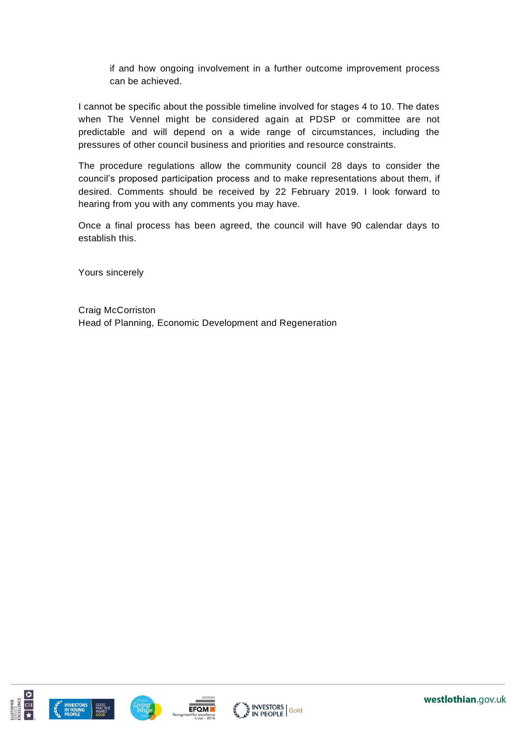if and how ongoing involvement in a further outcome improvement process can be achieved.

I cannot be specific about the possible timeline involved for stages 4 to 10. The dates when The Vennel might be considered again at PDSP or committee are not predictable and will depend on a wide range of circumstances, including the pressures of other council business and priorities and resource constraints.

The procedure regulations allow the community council 28 days to consider the council's proposed participation process and to make representations about them, if desired. Comments should be received by 22 February 2019. I look forward to hearing from you with any comments you may have.

Once a final process has been agreed, the council will have 90 calendar days to establish this.

Yours sincerely

Craig McCorriston
Head of Planning, Economic Development and Regeneration